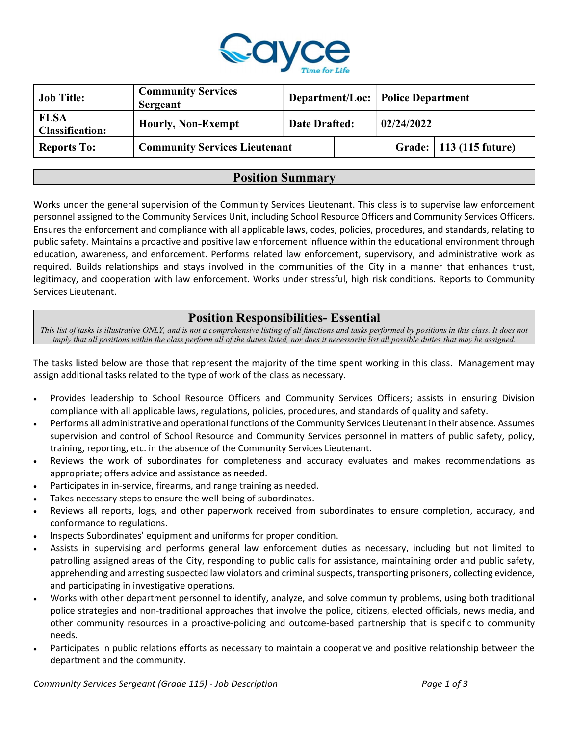| Job Title: | Community Services Sergeant | Department/Loc: | Police Department |
|---|---|---|---|
| FLSA Classification: | Hourly, Non-Exempt | Date Drafted: | 02/24/2022 |
| Reports To: | Community Services Lieutenant | Grade: | 113 (115 future) |

## Position Summary

Works under the general supervision of the Community Services Lieutenant. This class is to supervise law enforcement personnel assigned to the Community Services Unit, including School Resource Officers and Community Services Officers. Ensures the enforcement and compliance with all applicable laws, codes, policies, procedures, and standards, relating to public safety. Maintains a proactive and positive law enforcement influence within the educational environment through education, awareness, and enforcement. Performs related law enforcement, supervisory, and administrative work as required. Builds relationships and stays involved in the communities of the City in a manner that enhances trust, legitimacy, and cooperation with law enforcement. Works under stressful, high risk conditions. Reports to Community Services Lieutenant.

## Position Responsibilities- Essential

*This list of tasks is illustrative ONLY, and is not a comprehensive listing of all functions and tasks performed by positions in this class. It does not imply that all positions within the class perform all of the duties listed, nor does it necessarily list all possible duties that may be assigned.*

The tasks listed below are those that represent the majority of the time spent working in this class. Management may assign additional tasks related to the type of work of the class as necessary.

- Provides leadership to School Resource Officers and Community Services Officers; assists in ensuring Division compliance with all applicable laws, regulations, policies, procedures, and standards of quality and safety.
- Performs all administrative and operational functions of the Community Services Lieutenant in their absence. Assumes supervision and control of School Resource and Community Services personnel in matters of public safety, policy, training, reporting, etc. in the absence of the Community Services Lieutenant.
- Reviews the work of subordinates for completeness and accuracy evaluates and makes recommendations as appropriate; offers advice and assistance as needed.
- Participates in in-service, firearms, and range training as needed.
- Takes necessary steps to ensure the well-being of subordinates.
- Reviews all reports, logs, and other paperwork received from subordinates to ensure completion, accuracy, and conformance to regulations.
- Inspects Subordinates' equipment and uniforms for proper condition.
- Assists in supervising and performs general law enforcement duties as necessary, including but not limited to patrolling assigned areas of the City, responding to public calls for assistance, maintaining order and public safety, apprehending and arresting suspected law violators and criminal suspects, transporting prisoners, collecting evidence, and participating in investigative operations.
- Works with other department personnel to identify, analyze, and solve community problems, using both traditional police strategies and non-traditional approaches that involve the police, citizens, elected officials, news media, and other community resources in a proactive-policing and outcome-based partnership that is specific to community needs.
- Participates in public relations efforts as necessary to maintain a cooperative and positive relationship between the department and the community.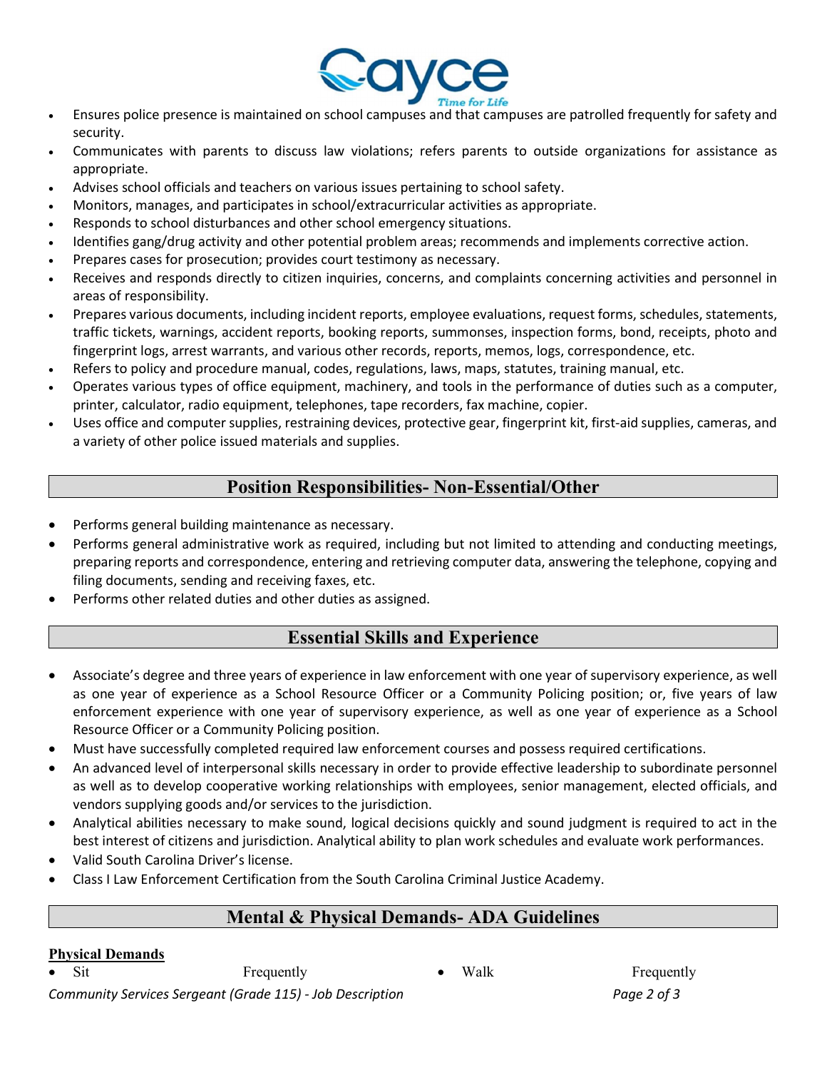- Ensures police presence is maintained on school campuses and that campuses are patrolled frequently for safety and security.
- Communicates with parents to discuss law violations; refers parents to outside organizations for assistance as appropriate.
- Advises school officials and teachers on various issues pertaining to school safety.
- Monitors, manages, and participates in school/extracurricular activities as appropriate.
- Responds to school disturbances and other school emergency situations.
- Identifies gang/drug activity and other potential problem areas; recommends and implements corrective action.
- Prepares cases for prosecution; provides court testimony as necessary.
- Receives and responds directly to citizen inquiries, concerns, and complaints concerning activities and personnel in areas of responsibility.
- Prepares various documents, including incident reports, employee evaluations, request forms, schedules, statements, traffic tickets, warnings, accident reports, booking reports, summonses, inspection forms, bond, receipts, photo and fingerprint logs, arrest warrants, and various other records, reports, memos, logs, correspondence, etc.
- Refers to policy and procedure manual, codes, regulations, laws, maps, statutes, training manual, etc.
- Operates various types of office equipment, machinery, and tools in the performance of duties such as a computer, printer, calculator, radio equipment, telephones, tape recorders, fax machine, copier.
- Uses office and computer supplies, restraining devices, protective gear, fingerprint kit, first-aid supplies, cameras, and a variety of other police issued materials and supplies.

## Position Responsibilities- Non-Essential/Other

- Performs general building maintenance as necessary.
- Performs general administrative work as required, including but not limited to attending and conducting meetings, preparing reports and correspondence, entering and retrieving computer data, answering the telephone, copying and filing documents, sending and receiving faxes, etc.
- Performs other related duties and other duties as assigned.

## Essential Skills and Experience

- Associate's degree and three years of experience in law enforcement with one year of supervisory experience, as well as one year of experience as a School Resource Officer or a Community Policing position; or, five years of law enforcement experience with one year of supervisory experience, as well as one year of experience as a School Resource Officer or a Community Policing position.
- Must have successfully completed required law enforcement courses and possess required certifications.
- An advanced level of interpersonal skills necessary in order to provide effective leadership to subordinate personnel as well as to develop cooperative working relationships with employees, senior management, elected officials, and vendors supplying goods and/or services to the jurisdiction.
- Analytical abilities necessary to make sound, logical decisions quickly and sound judgment is required to act in the best interest of citizens and jurisdiction. Analytical ability to plan work schedules and evaluate work performances.
- Valid South Carolina Driver's license.
- Class I Law Enforcement Certification from the South Carolina Criminal Justice Academy.

## Mental & Physical Demands- ADA Guidelines

**Physical Demands**

- Sit — Frequently
- Walk — Frequently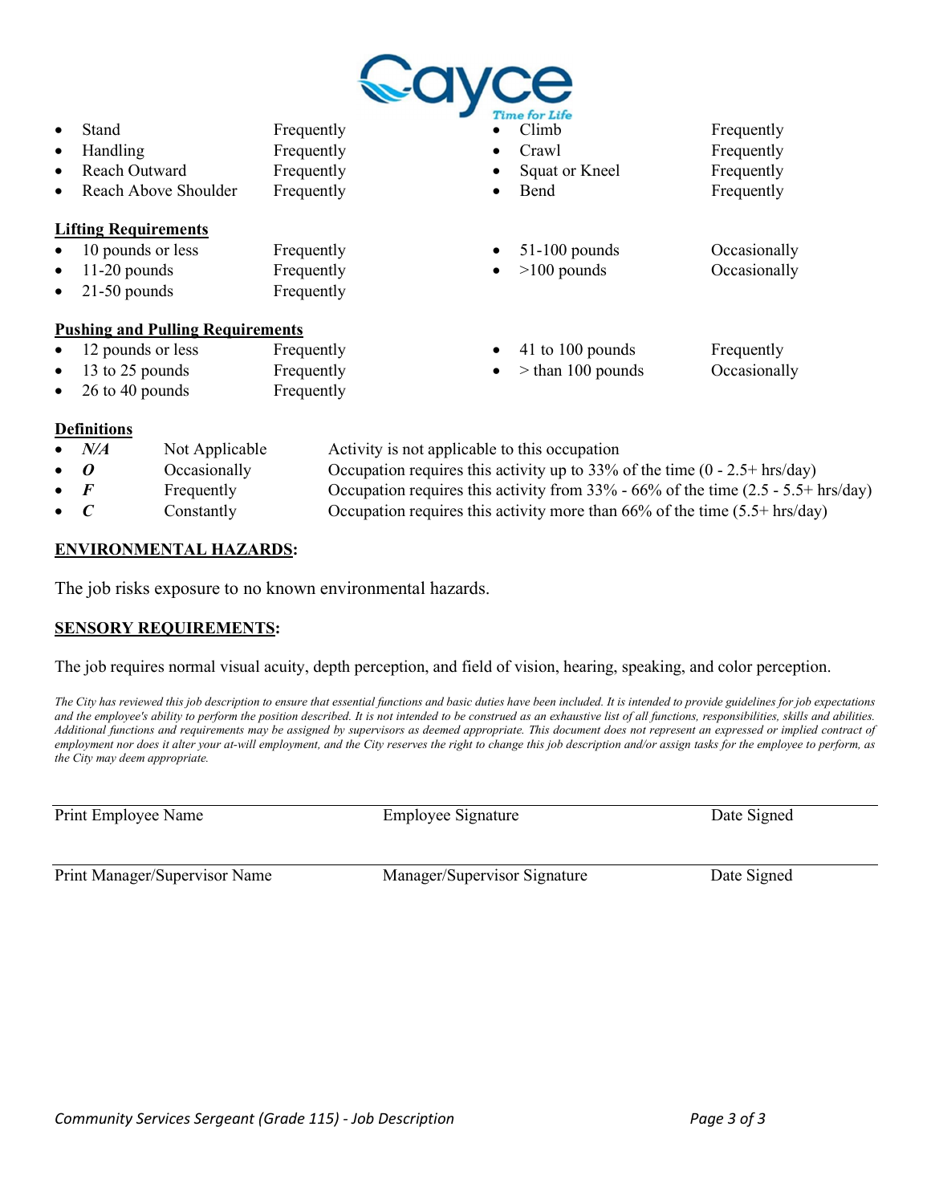- Stand Frequently
- Handling Frequently
- Reach Outward Frequently
- Reach Above Shoulder Frequently
- Climb Frequently
- Crawl Frequently
- Squat or Kneel Frequently
- Bend Frequently

**Lifting Requirements**

- 10 pounds or less Frequently
- 11-20 pounds Frequently
- 21-50 pounds Frequently
- 51-100 pounds Occasionally
- >100 pounds Occasionally

**Pushing and Pulling Requirements**

- 12 pounds or less Frequently
- 13 to 25 pounds Frequently
- 26 to 40 pounds Frequently
- 41 to 100 pounds Frequently
- > than 100 pounds Occasionally

**Definitions**

- ***N/A*** Not Applicable Activity is not applicable to this occupation
- ***O*** Occasionally Occupation requires this activity up to 33% of the time (0 - 2.5+ hrs/day)
- ***F*** Frequently Occupation requires this activity from 33% - 66% of the time (2.5 - 5.5+ hrs/day)
- ***C*** Constantly Occupation requires this activity more than 66% of the time (5.5+ hrs/day)

**ENVIRONMENTAL HAZARDS:**

The job risks exposure to no known environmental hazards.

**SENSORY REQUIREMENTS:**

The job requires normal visual acuity, depth perception, and field of vision, hearing, speaking, and color perception.

*The City has reviewed this job description to ensure that essential functions and basic duties have been included. It is intended to provide guidelines for job expectations and the employee's ability to perform the position described. It is not intended to be construed as an exhaustive list of all functions, responsibilities, skills and abilities. Additional functions and requirements may be assigned by supervisors as deemed appropriate. This document does not represent an expressed or implied contract of employment nor does it alter your at-will employment, and the City reserves the right to change this job description and/or assign tasks for the employee to perform, as the City may deem appropriate.*

| Print Employee Name | Employee Signature | Date Signed |
|---|---|---|
| Print Manager/Supervisor Name | Manager/Supervisor Signature | Date Signed |